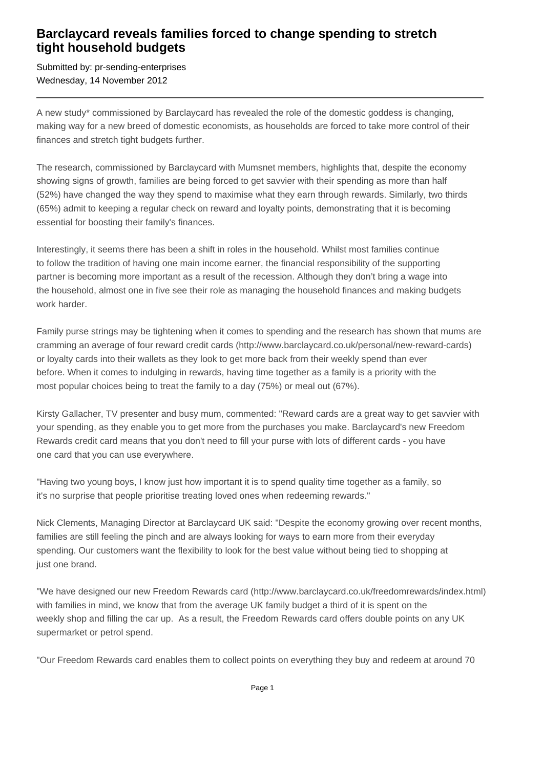# Barclaycard reveals families forced to change spending to stretch tight household budgets

Submitted by: pr-sending-enterprises
Wednesday, 14 November 2012

---

A new study* commissioned by Barclaycard has revealed the role of the domestic goddess is changing, making way for a new breed of domestic economists, as households are forced to take more control of their finances and stretch tight budgets further.

The research, commissioned by Barclaycard with Mumsnet members, highlights that, despite the economy showing signs of growth, families are being forced to get savvier with their spending as more than half (52%) have changed the way they spend to maximise what they earn through rewards. Similarly, two thirds (65%) admit to keeping a regular check on reward and loyalty points, demonstrating that it is becoming essential for boosting their family's finances.

Interestingly, it seems there has been a shift in roles in the household. Whilst most families continue to follow the tradition of having one main income earner, the financial responsibility of the supporting partner is becoming more important as a result of the recession. Although they don't bring a wage into the household, almost one in five see their role as managing the household finances and making budgets work harder.

Family purse strings may be tightening when it comes to spending and the research has shown that mums are cramming an average of four reward credit cards (http://www.barclaycard.co.uk/personal/new-reward-cards) or loyalty cards into their wallets as they look to get more back from their weekly spend than ever before. When it comes to indulging in rewards, having time together as a family is a priority with the most popular choices being to treat the family to a day (75%) or meal out (67%).

Kirsty Gallacher, TV presenter and busy mum, commented: "Reward cards are a great way to get savvier with your spending, as they enable you to get more from the purchases you make. Barclaycard's new Freedom Rewards credit card means that you don't need to fill your purse with lots of different cards - you have one card that you can use everywhere.

"Having two young boys, I know just how important it is to spend quality time together as a family, so it's no surprise that people prioritise treating loved ones when redeeming rewards."

Nick Clements, Managing Director at Barclaycard UK said: "Despite the economy growing over recent months, families are still feeling the pinch and are always looking for ways to earn more from their everyday spending. Our customers want the flexibility to look for the best value without being tied to shopping at just one brand.

"We have designed our new Freedom Rewards card (http://www.barclaycard.co.uk/freedomrewards/index.html) with families in mind, we know that from the average UK family budget a third of it is spent on the weekly shop and filling the car up. As a result, the Freedom Rewards card offers double points on any UK supermarket or petrol spend.

"Our Freedom Rewards card enables them to collect points on everything they buy and redeem at around 70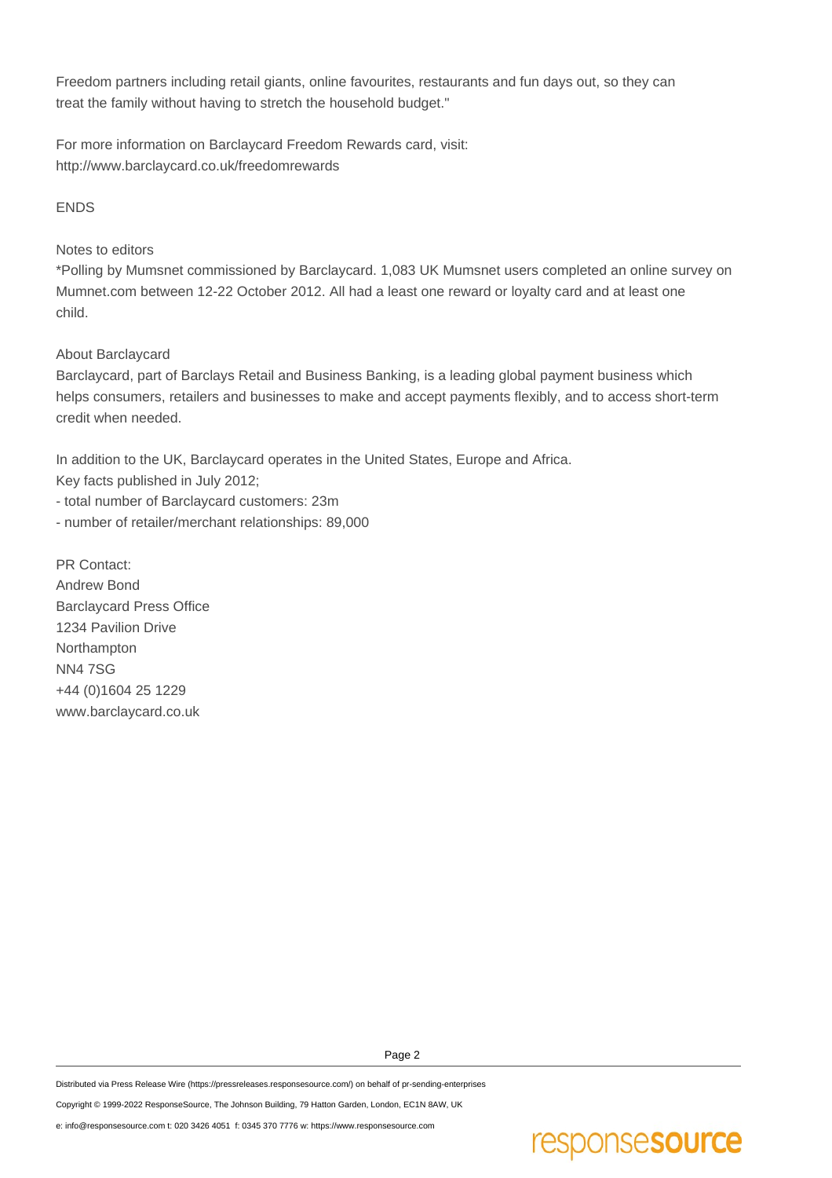Freedom partners including retail giants, online favourites, restaurants and fun days out, so they can treat the family without having to stretch the household budget."

For more information on Barclaycard Freedom Rewards card, visit:
http://www.barclaycard.co.uk/freedomrewards

ENDS

Notes to editors
*Polling by Mumsnet commissioned by Barclaycard. 1,083 UK Mumsnet users completed an online survey on Mumnet.com between 12-22 October 2012. All had a least one reward or loyalty card and at least one child.

About Barclaycard
Barclaycard, part of Barclays Retail and Business Banking, is a leading global payment business which helps consumers, retailers and businesses to make and accept payments flexibly, and to access short-term credit when needed.

In addition to the UK, Barclaycard operates in the United States, Europe and Africa.
Key facts published in July 2012;
- total number of Barclaycard customers: 23m
- number of retailer/merchant relationships: 89,000

PR Contact:
Andrew Bond
Barclaycard Press Office
1234 Pavilion Drive
Northampton
NN4 7SG
+44 (0)1604 25 1229
www.barclaycard.co.uk

Distributed via Press Release Wire (https://pressreleases.responsesource.com/) on behalf of pr-sending-enterprises

Copyright © 1999-2022 ResponseSource, The Johnson Building, 79 Hatton Garden, London, EC1N 8AW, UK

e: info@responsesource.com t: 020 3426 4051 f: 0345 370 7776 w: https://www.responsesource.com

responsesource